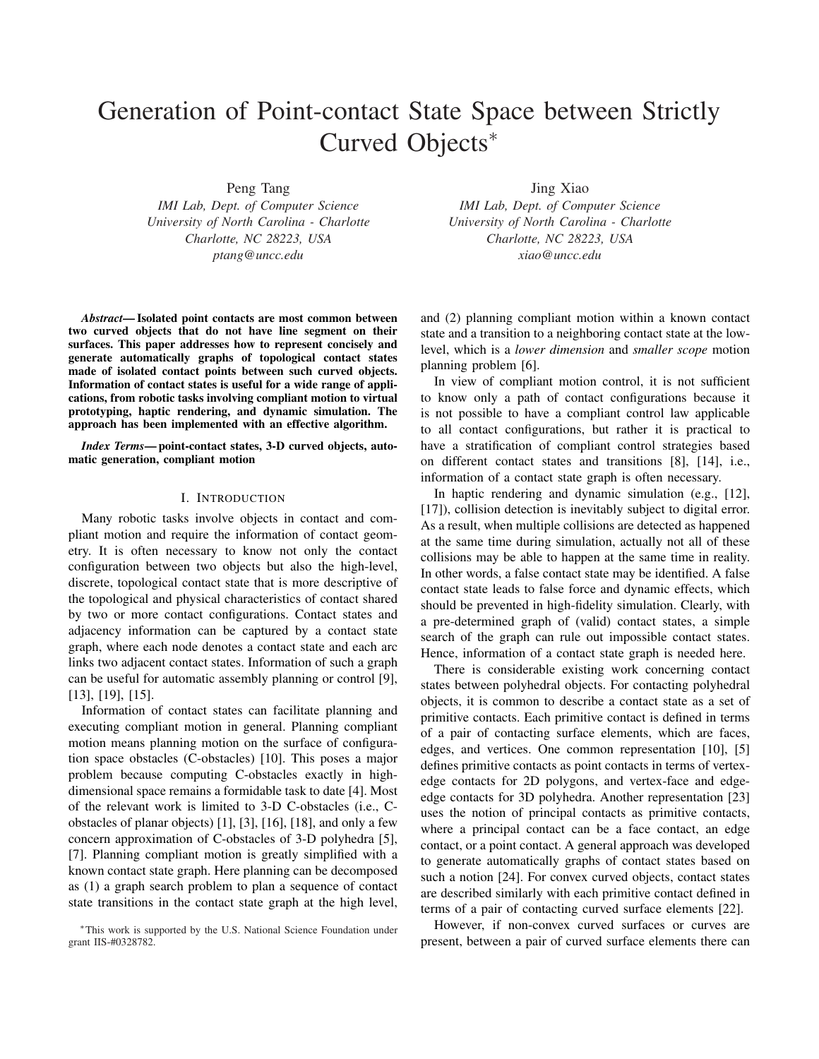# Generation of Point-contact State Space between Strictly Curved Objects*

Peng Tang
*IMI Lab, Dept. of Computer Science*
*University of North Carolina - Charlotte*
*Charlotte, NC 28223, USA*
*ptang@uncc.edu*

Jing Xiao
*IMI Lab, Dept. of Computer Science*
*University of North Carolina - Charlotte*
*Charlotte, NC 28223, USA*
*xiao@uncc.edu*

***Abstract*— Isolated point contacts are most common between two curved objects that do not have line segment on their surfaces. This paper addresses how to represent concisely and generate automatically graphs of topological contact states made of isolated contact points between such curved objects. Information of contact states is useful for a wide range of applications, from robotic tasks involving compliant motion to virtual prototyping, haptic rendering, and dynamic simulation. The approach has been implemented with an effective algorithm.**

***Index Terms*— point-contact states, 3-D curved objects, automatic generation, compliant motion**

## I. Introduction

Many robotic tasks involve objects in contact and compliant motion and require the information of contact geometry. It is often necessary to know not only the contact configuration between two objects but also the high-level, discrete, topological contact state that is more descriptive of the topological and physical characteristics of contact shared by two or more contact configurations. Contact states and adjacency information can be captured by a contact state graph, where each node denotes a contact state and each arc links two adjacent contact states. Information of such a graph can be useful for automatic assembly planning or control [9], [13], [19], [15].

Information of contact states can facilitate planning and executing compliant motion in general. Planning compliant motion means planning motion on the surface of configuration space obstacles (C-obstacles) [10]. This poses a major problem because computing C-obstacles exactly in high-dimensional space remains a formidable task to date [4]. Most of the relevant work is limited to 3-D C-obstacles (i.e., C-obstacles of planar objects) [1], [3], [16], [18], and only a few concern approximation of C-obstacles of 3-D polyhedra [5], [7]. Planning compliant motion is greatly simplified with a known contact state graph. Here planning can be decomposed as (1) a graph search problem to plan a sequence of contact state transitions in the contact state graph at the high level, and (2) planning compliant motion within a known contact state and a transition to a neighboring contact state at the low-level, which is a *lower dimension* and *smaller scope* motion planning problem [6].

In view of compliant motion control, it is not sufficient to know only a path of contact configurations because it is not possible to have a compliant control law applicable to all contact configurations, but rather it is practical to have a stratification of compliant control strategies based on different contact states and transitions [8], [14], i.e., information of a contact state graph is often necessary.

In haptic rendering and dynamic simulation (e.g., [12], [17]), collision detection is inevitably subject to digital error. As a result, when multiple collisions are detected as happened at the same time during simulation, actually not all of these collisions may be able to happen at the same time in reality. In other words, a false contact state may be identified. A false contact state leads to false force and dynamic effects, which should be prevented in high-fidelity simulation. Clearly, with a pre-determined graph of (valid) contact states, a simple search of the graph can rule out impossible contact states. Hence, information of a contact state graph is needed here.

There is considerable existing work concerning contact states between polyhedral objects. For contacting polyhedral objects, it is common to describe a contact state as a set of primitive contacts. Each primitive contact is defined in terms of a pair of contacting surface elements, which are faces, edges, and vertices. One common representation [10], [5] defines primitive contacts as point contacts in terms of vertex-edge contacts for 2D polygons, and vertex-face and edge-edge contacts for 3D polyhedra. Another representation [23] uses the notion of principal contacts as primitive contacts, where a principal contact can be a face contact, an edge contact, or a point contact. A general approach was developed to generate automatically graphs of contact states based on such a notion [24]. For convex curved objects, contact states are described similarly with each primitive contact defined in terms of a pair of contacting curved surface elements [22].

However, if non-convex curved surfaces or curves are present, between a pair of curved surface elements there can

*This work is supported by the U.S. National Science Foundation under grant IIS-#0328782.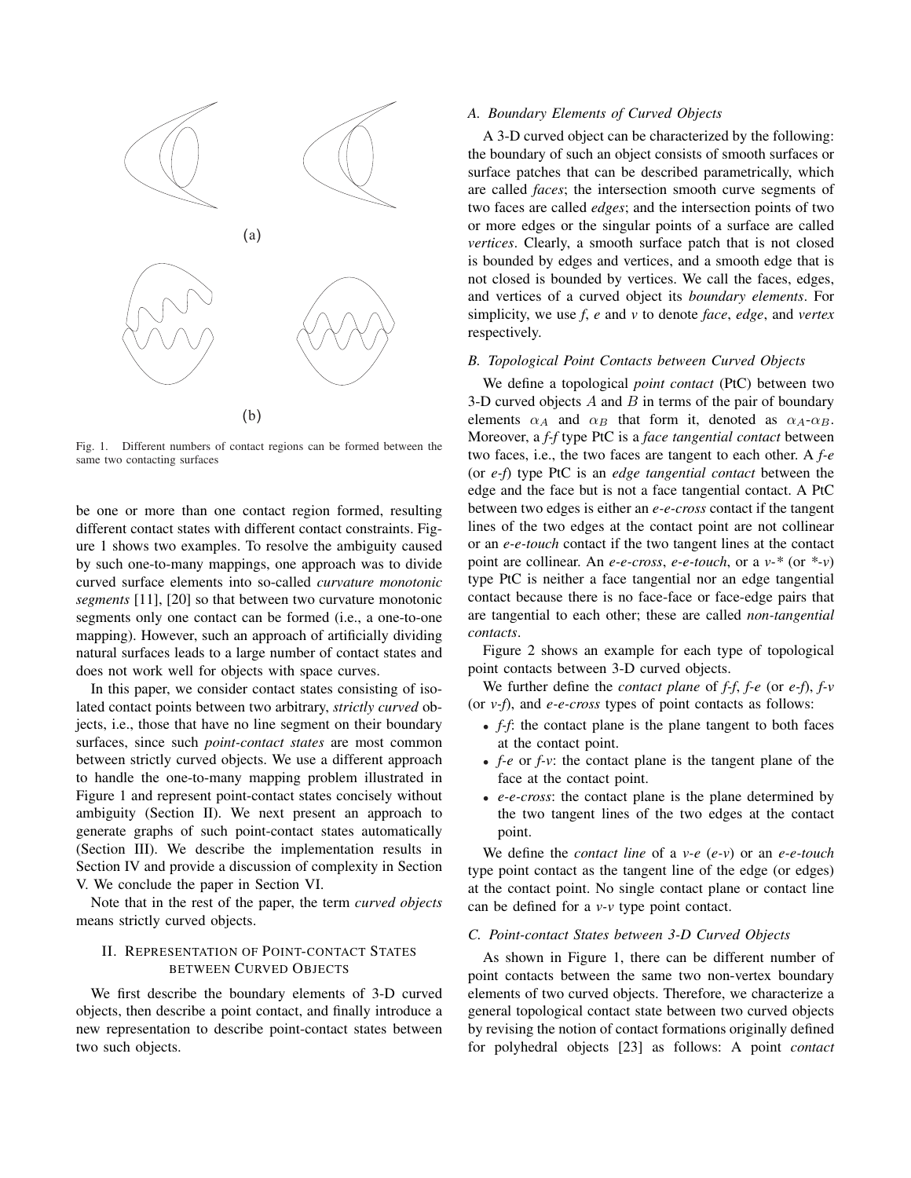(a)

(b)

Fig. 1. Different numbers of contact regions can be formed between the same two contacting surfaces

be one or more than one contact region formed, resulting different contact states with different contact constraints. Figure 1 shows two examples. To resolve the ambiguity caused by such one-to-many mappings, one approach was to divide curved surface elements into so-called *curvature monotonic segments* [11], [20] so that between two curvature monotonic segments only one contact can be formed (i.e., a one-to-one mapping). However, such an approach of artificially dividing natural surfaces leads to a large number of contact states and does not work well for objects with space curves.

In this paper, we consider contact states consisting of isolated contact points between two arbitrary, *strictly curved* objects, i.e., those that have no line segment on their boundary surfaces, since such *point-contact states* are most common between strictly curved objects. We use a different approach to handle the one-to-many mapping problem illustrated in Figure 1 and represent point-contact states concisely without ambiguity (Section II). We next present an approach to generate graphs of such point-contact states automatically (Section III). We describe the implementation results in Section IV and provide a discussion of complexity in Section V. We conclude the paper in Section VI.

Note that in the rest of the paper, the term *curved objects* means strictly curved objects.

## II. Representation of Point-contact States between Curved Objects

We first describe the boundary elements of 3-D curved objects, then describe a point contact, and finally introduce a new representation to describe point-contact states between two such objects.

### A. Boundary Elements of Curved Objects

A 3-D curved object can be characterized by the following: the boundary of such an object consists of smooth surfaces or surface patches that can be described parametrically, which are called *faces*; the intersection smooth curve segments of two faces are called *edges*; and the intersection points of two or more edges or the singular points of a surface are called *vertices*. Clearly, a smooth surface patch that is not closed is bounded by edges and vertices, and a smooth edge that is not closed is bounded by vertices. We call the faces, edges, and vertices of a curved object its *boundary elements*. For simplicity, we use *f*, *e* and *v* to denote *face*, *edge*, and *vertex* respectively.

### B. Topological Point Contacts between Curved Objects

We define a topological *point contact* (PtC) between two 3-D curved objects $A$ and $B$ in terms of the pair of boundary elements $\alpha_A$ and $\alpha_B$ that form it, denoted as $\alpha_A$-$\alpha_B$. Moreover, a *f-f* type PtC is a *face tangential contact* between two faces, i.e., the two faces are tangent to each other. A *f-e* (or *e-f*) type PtC is an *edge tangential contact* between the edge and the face but is not a face tangential contact. A PtC between two edges is either an *e-e-cross* contact if the tangent lines of the two edges at the contact point are not collinear or an *e-e-touch* contact if the two tangent lines at the contact point are collinear. An *e-e-cross*, *e-e-touch*, or a *v-\** (or *\*-v*) type PtC is neither a face tangential nor an edge tangential contact because there is no face-face or face-edge pairs that are tangential to each other; these are called *non-tangential contacts*.

Figure 2 shows an example for each type of topological point contacts between 3-D curved objects.

We further define the *contact plane* of *f-f*, *f-e* (or *e-f*), *f-v* (or *v-f*), and *e-e-cross* types of point contacts as follows:

- *f-f*: the contact plane is the plane tangent to both faces at the contact point.
- *f-e* or *f-v*: the contact plane is the tangent plane of the face at the contact point.
- *e-e-cross*: the contact plane is the plane determined by the two tangent lines of the two edges at the contact point.

We define the *contact line* of a *v-e* (*e-v*) or an *e-e-touch* type point contact as the tangent line of the edge (or edges) at the contact point. No single contact plane or contact line can be defined for a *v-v* type point contact.

### C. Point-contact States between 3-D Curved Objects

As shown in Figure 1, there can be different number of point contacts between the same two non-vertex boundary elements of two curved objects. Therefore, we characterize a general topological contact state between two curved objects by revising the notion of contact formations originally defined for polyhedral objects [23] as follows: A point *contact*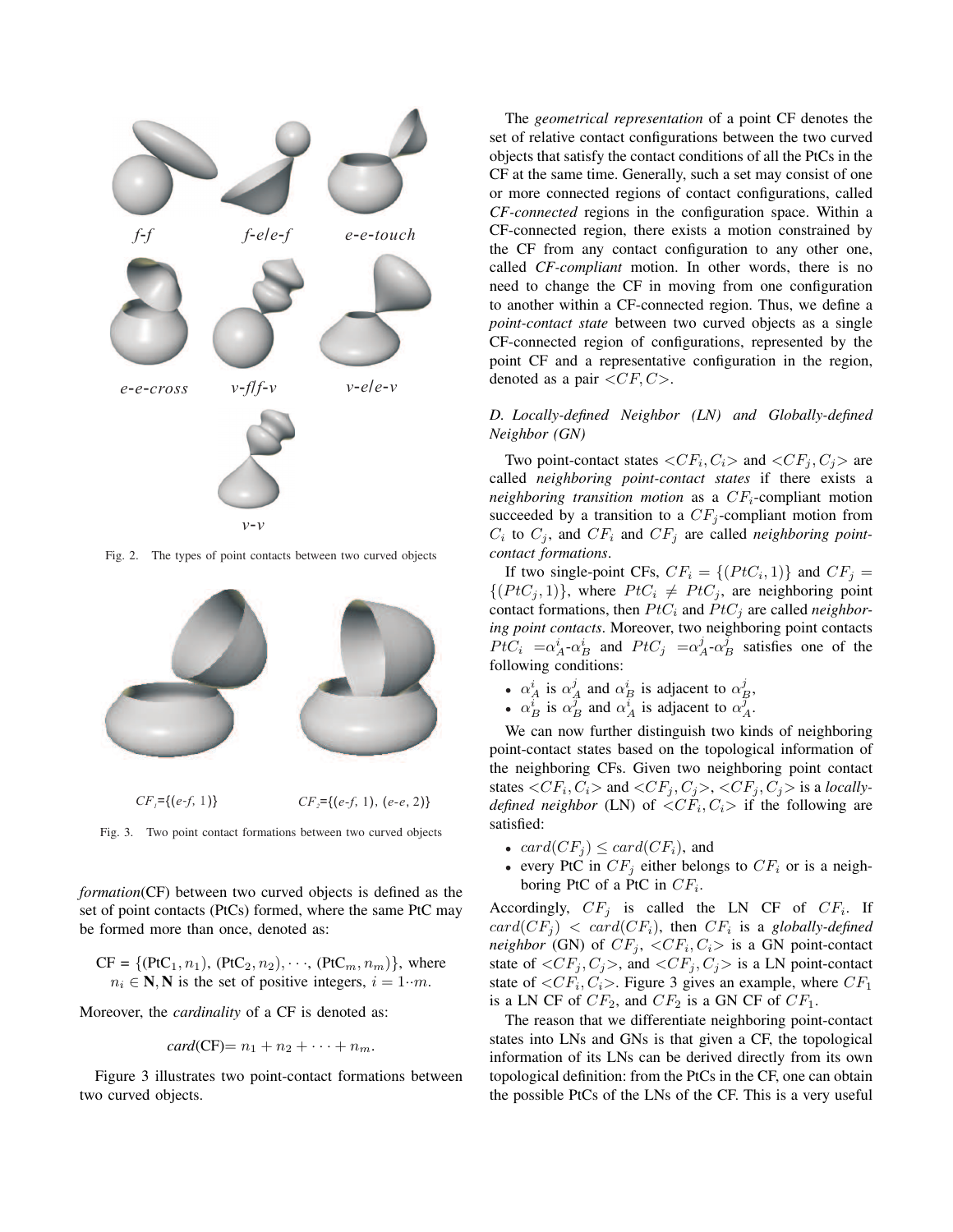*f-f* *f-e/e-f* *e-e-touch*

*e-e-cross* *v-f/f-v* *v-e/e-v*

*v-v*

Fig. 2. The types of point contacts between two curved objects

$CF_1$={(*e-f*, 1)} $CF_2$={(*e-f*, 1), (*e-e*, 2)}

Fig. 3. Two point contact formations between two curved objects

*formation*(CF) between two curved objects is defined as the set of point contacts (PtCs) formed, where the same PtC may be formed more than once, denoted as:

CF = {(PtC$_1, n_1$), (PtC$_2, n_2$), $\cdots$, (PtC$_m, n_m$)}, where $n_i \in \mathbf{N}, \mathbf{N}$ is the set of positive integers, $i = 1 \cdot\cdot m$.

Moreover, the *cardinality* of a CF is denoted as:

$$card(\text{CF}) = n_1 + n_2 + \cdots + n_m.$$

Figure 3 illustrates two point-contact formations between two curved objects.

The *geometrical representation* of a point CF denotes the set of relative contact configurations between the two curved objects that satisfy the contact conditions of all the PtCs in the CF at the same time. Generally, such a set may consist of one or more connected regions of contact configurations, called *CF-connected* regions in the configuration space. Within a CF-connected region, there exists a motion constrained by the CF from any contact configuration to any other one, called *CF-compliant* motion. In other words, there is no need to change the CF in moving from one configuration to another within a CF-connected region. Thus, we define a *point-contact state* between two curved objects as a single CF-connected region of configurations, represented by the point CF and a representative configuration in the region, denoted as a pair $<CF, C>$.

### *D. Locally-defined Neighbor (LN) and Globally-defined Neighbor (GN)*

Two point-contact states $<CF_i, C_i>$ and $<CF_j, C_j>$ are called *neighboring point-contact states* if there exists a *neighboring transition motion* as a $CF_i$-compliant motion succeeded by a transition to a $CF_j$-compliant motion from $C_i$ to $C_j$, and $CF_i$ and $CF_j$ are called *neighboring point-contact formations*.

If two single-point CFs, $CF_i = \{(PtC_i, 1)\}$ and $CF_j = \{(PtC_j, 1)\}$, where $PtC_i \neq PtC_j$, are neighboring point contact formations, then $PtC_i$ and $PtC_j$ are called *neighboring point contacts*. Moreover, two neighboring point contacts $PtC_i = \alpha^i_A$-$\alpha^i_B$ and $PtC_j = \alpha^j_A$-$\alpha^j_B$ satisfies one of the following conditions:

- $\alpha^i_A$ is $\alpha^j_A$ and $\alpha^i_B$ is adjacent to $\alpha^j_B$,
- $\alpha^i_B$ is $\alpha^j_B$ and $\alpha^i_A$ is adjacent to $\alpha^j_A$.

We can now further distinguish two kinds of neighboring point-contact states based on the topological information of the neighboring CFs. Given two neighboring point contact states $<CF_i, C_i>$ and $<CF_j, C_j>$, $<CF_j, C_j>$ is a *locally-defined neighbor* (LN) of $<CF_i, C_i>$ if the following are satisfied:

- $card(CF_j) \leq card(CF_i)$, and
- every PtC in $CF_j$ either belongs to $CF_i$ or is a neighboring PtC of a PtC in $CF_i$.

Accordingly, $CF_j$ is called the LN CF of $CF_i$. If $card(CF_j) < card(CF_i)$, then $CF_i$ is a *globally-defined neighbor* (GN) of $CF_j$, $<CF_i, C_i>$ is a GN point-contact state of $<CF_j, C_j>$, and $<CF_j, C_j>$ is a LN point-contact state of $<CF_i, C_i>$. Figure 3 gives an example, where $CF_1$ is a LN CF of $CF_2$, and $CF_2$ is a GN CF of $CF_1$.

The reason that we differentiate neighboring point-contact states into LNs and GNs is that given a CF, the topological information of its LNs can be derived directly from its own topological definition: from the PtCs in the CF, one can obtain the possible PtCs of the LNs of the CF. This is a very useful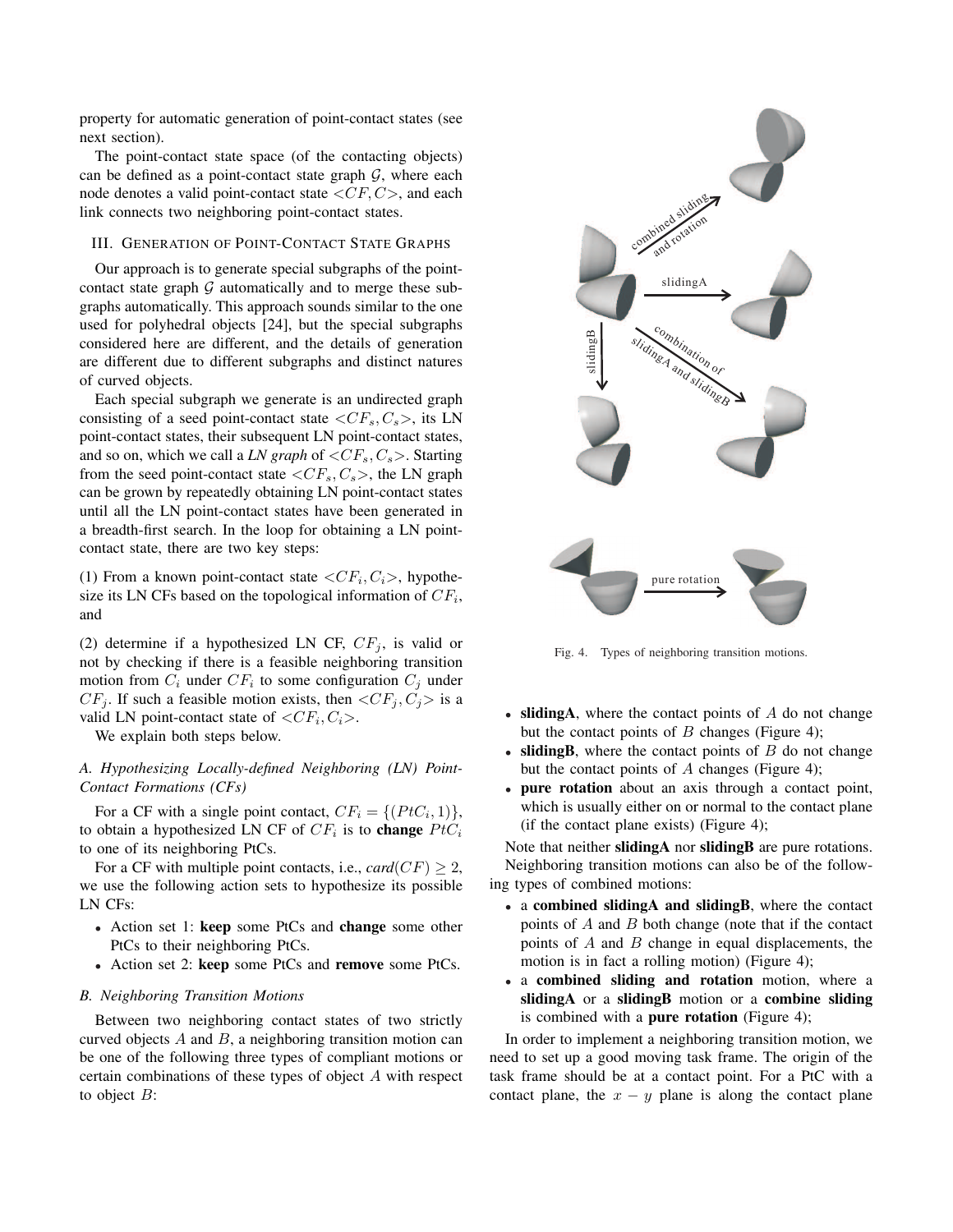property for automatic generation of point-contact states (see next section).

The point-contact state space (of the contacting objects) can be defined as a point-contact state graph $\mathcal{G}$, where each node denotes a valid point-contact state $<CF, C>$, and each link connects two neighboring point-contact states.

## III. Generation of Point-Contact State Graphs

Our approach is to generate special subgraphs of the point-contact state graph $\mathcal{G}$ automatically and to merge these subgraphs automatically. This approach sounds similar to the one used for polyhedral objects [24], but the special subgraphs considered here are different, and the details of generation are different due to different subgraphs and distinct natures of curved objects.

Each special subgraph we generate is an undirected graph consisting of a seed point-contact state $<CF_s, C_s>$, its LN point-contact states, their subsequent LN point-contact states, and so on, which we call a *LN graph* of $<CF_s, C_s>$. Starting from the seed point-contact state $<CF_s, C_s>$, the LN graph can be grown by repeatedly obtaining LN point-contact states until all the LN point-contact states have been generated in a breadth-first search. In the loop for obtaining a LN point-contact state, there are two key steps:

(1) From a known point-contact state $<CF_i, C_i>$, hypothesize its LN CFs based on the topological information of $CF_i$, and

(2) determine if a hypothesized LN CF, $CF_j$, is valid or not by checking if there is a feasible neighboring transition motion from $C_i$ under $CF_i$ to some configuration $C_j$ under $CF_j$. If such a feasible motion exists, then $<CF_j, C_j>$ is a valid LN point-contact state of $<CF_i, C_i>$.

We explain both steps below.

### A. Hypothesizing Locally-defined Neighboring (LN) Point-Contact Formations (CFs)

For a CF with a single point contact, $CF_i = \{(PtC_i, 1)\}$, to obtain a hypothesized LN CF of $CF_i$ is to **change** $PtC_i$ to one of its neighboring PtCs.

For a CF with multiple point contacts, i.e., $card(CF) \geq 2$, we use the following action sets to hypothesize its possible LN CFs:

- Action set 1: **keep** some PtCs and **change** some other PtCs to their neighboring PtCs.
- Action set 2: **keep** some PtCs and **remove** some PtCs.

### B. Neighboring Transition Motions

Between two neighboring contact states of two strictly curved objects $A$ and $B$, a neighboring transition motion can be one of the following three types of compliant motions or certain combinations of these types of object $A$ with respect to object $B$:

Fig. 4. Types of neighboring transition motions.

- **slidingA**, where the contact points of $A$ do not change but the contact points of $B$ changes (Figure 4);
- **slidingB**, where the contact points of $B$ do not change but the contact points of $A$ changes (Figure 4);
- **pure rotation** about an axis through a contact point, which is usually either on or normal to the contact plane (if the contact plane exists) (Figure 4);

Note that neither **slidingA** nor **slidingB** are pure rotations.

Neighboring transition motions can also be of the following types of combined motions:

- a **combined slidingA and slidingB**, where the contact points of $A$ and $B$ both change (note that if the contact points of $A$ and $B$ change in equal displacements, the motion is in fact a rolling motion) (Figure 4);
- a **combined sliding and rotation** motion, where a **slidingA** or a **slidingB** motion or a **combine sliding** is combined with a **pure rotation** (Figure 4);

In order to implement a neighboring transition motion, we need to set up a good moving task frame. The origin of the task frame should be at a contact point. For a PtC with a contact plane, the $x - y$ plane is along the contact plane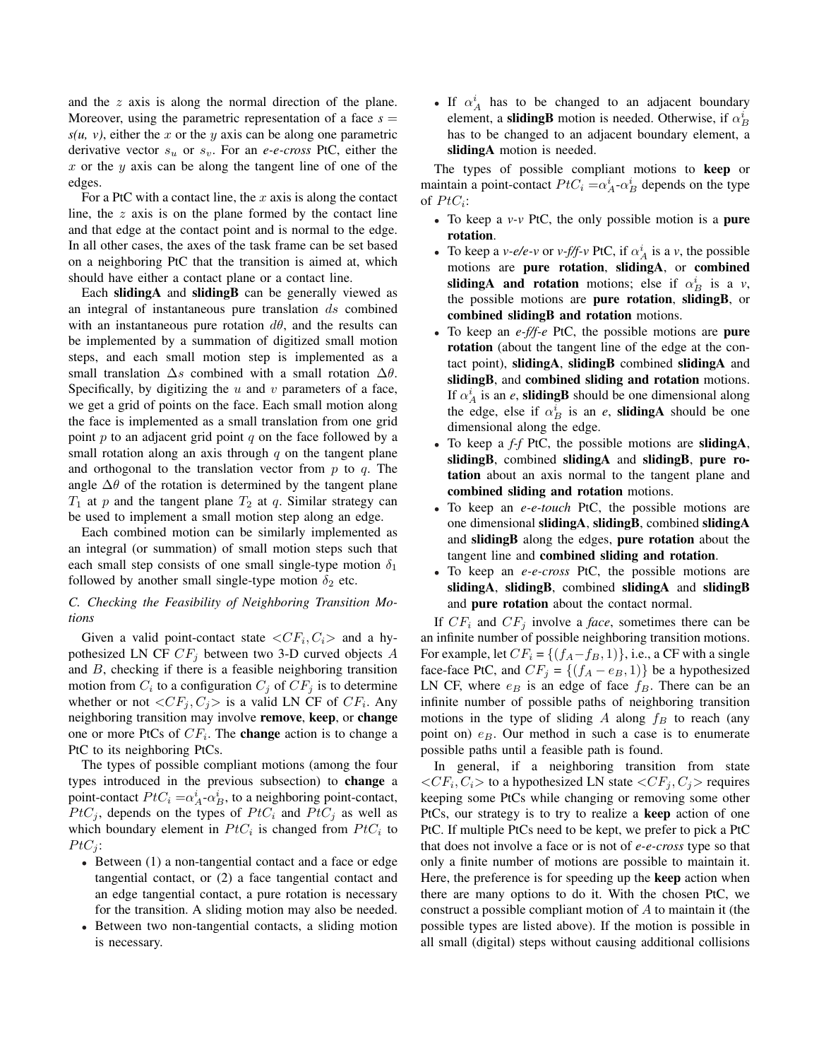and the $z$ axis is along the normal direction of the plane. Moreover, using the parametric representation of a face $s = s(u, v)$, either the $x$ or the $y$ axis can be along one parametric derivative vector $s_u$ or $s_v$. For an *e-e-cross* PtC, either the $x$ or the $y$ axis can be along the tangent line of one of the edges.

For a PtC with a contact line, the $x$ axis is along the contact line, the $z$ axis is on the plane formed by the contact line and that edge at the contact point and is normal to the edge. In all other cases, the axes of the task frame can be set based on a neighboring PtC that the transition is aimed at, which should have either a contact plane or a contact line.

Each **slidingA** and **slidingB** can be generally viewed as an integral of instantaneous pure translation $ds$ combined with an instantaneous pure rotation $d\theta$, and the results can be implemented by a summation of digitized small motion steps, and each small motion step is implemented as a small translation $\Delta s$ combined with a small rotation $\Delta\theta$. Specifically, by digitizing the $u$ and $v$ parameters of a face, we get a grid of points on the face. Each small motion along the face is implemented as a small translation from one grid point $p$ to an adjacent grid point $q$ on the face followed by a small rotation along an axis through $q$ on the tangent plane and orthogonal to the translation vector from $p$ to $q$. The angle $\Delta\theta$ of the rotation is determined by the tangent plane $T_1$ at $p$ and the tangent plane $T_2$ at $q$. Similar strategy can be used to implement a small motion step along an edge.

Each combined motion can be similarly implemented as an integral (or summation) of small motion steps such that each small step consists of one small single-type motion $\delta_1$ followed by another small single-type motion $\delta_2$ etc.

### C. Checking the Feasibility of Neighboring Transition Motions

Given a valid point-contact state $<CF_i, C_i>$ and a hypothesized LN CF $CF_j$ between two 3-D curved objects $A$ and $B$, checking if there is a feasible neighboring transition motion from $C_i$ to a configuration $C_j$ of $CF_j$ is to determine whether or not $<CF_j, C_j>$ is a valid LN CF of $CF_i$. Any neighboring transition may involve **remove**, **keep**, or **change** one or more PtCs of $CF_i$. The **change** action is to change a PtC to its neighboring PtCs.

The types of possible compliant motions (among the four types introduced in the previous subsection) to **change** a point-contact $PtC_i = \alpha^i_A$-$\alpha^i_B$, to a neighboring point-contact, $PtC_j$, depends on the types of $PtC_i$ and $PtC_j$ as well as which boundary element in $PtC_i$ is changed from $PtC_i$ to $PtC_j$:

- Between (1) a non-tangential contact and a face or edge tangential contact, or (2) a face tangential contact and an edge tangential contact, a pure rotation is necessary for the transition. A sliding motion may also be needed.
- Between two non-tangential contacts, a sliding motion is necessary.
- If $\alpha^i_A$ has to be changed to an adjacent boundary element, a **slidingB** motion is needed. Otherwise, if $\alpha^i_B$ has to be changed to an adjacent boundary element, a **slidingA** motion is needed.

The types of possible compliant motions to **keep** or maintain a point-contact $PtC_i = \alpha^i_A$-$\alpha^i_B$ depends on the type of $PtC_i$:

- To keep a *v-v* PtC, the only possible motion is a **pure rotation**.
- To keep a *v-e/e-v* or *v-f/f-v* PtC, if $\alpha^i_A$ is a *v*, the possible motions are **pure rotation**, **slidingA**, or **combined slidingA and rotation** motions; else if $\alpha^i_B$ is a *v*, the possible motions are **pure rotation**, **slidingB**, or **combined slidingB and rotation** motions.
- To keep an *e-f/f-e* PtC, the possible motions are **pure rotation** (about the tangent line of the edge at the contact point), **slidingA**, **slidingB** combined **slidingA** and **slidingB**, and **combined sliding and rotation** motions. If $\alpha^i_A$ is an *e*, **slidingB** should be one dimensional along the edge, else if $\alpha^i_B$ is an *e*, **slidingA** should be one dimensional along the edge.
- To keep a *f-f* PtC, the possible motions are **slidingA**, **slidingB**, combined **slidingA** and **slidingB**, **pure rotation** about an axis normal to the tangent plane and **combined sliding and rotation** motions.
- To keep an *e-e-touch* PtC, the possible motions are one dimensional **slidingA**, **slidingB**, combined **slidingA** and **slidingB** along the edges, **pure rotation** about the tangent line and **combined sliding and rotation**.
- To keep an *e-e-cross* PtC, the possible motions are **slidingA**, **slidingB**, combined **slidingA** and **slidingB** and **pure rotation** about the contact normal.

If $CF_i$ and $CF_j$ involve a *face*, sometimes there can be an infinite number of possible neighboring transition motions. For example, let $CF_i = \{(f_A - f_B, 1)\}$, i.e., a CF with a single face-face PtC, and $CF_j = \{(f_A - e_B, 1)\}$ be a hypothesized LN CF, where $e_B$ is an edge of face $f_B$. There can be an infinite number of possible paths of neighboring transition motions in the type of sliding $A$ along $f_B$ to reach (any point on) $e_B$. Our method in such a case is to enumerate possible paths until a feasible path is found.

In general, if a neighboring transition from state $<CF_i, C_i>$ to a hypothesized LN state $<CF_j, C_j>$ requires keeping some PtCs while changing or removing some other PtCs, our strategy is to try to realize a **keep** action of one PtC. If multiple PtCs need to be kept, we prefer to pick a PtC that does not involve a face or is not of *e-e-cross* type so that only a finite number of motions are possible to maintain it. Here, the preference is for speeding up the **keep** action when there are many options to do it. With the chosen PtC, we construct a possible compliant motion of $A$ to maintain it (the possible types are listed above). If the motion is possible in all small (digital) steps without causing additional collisions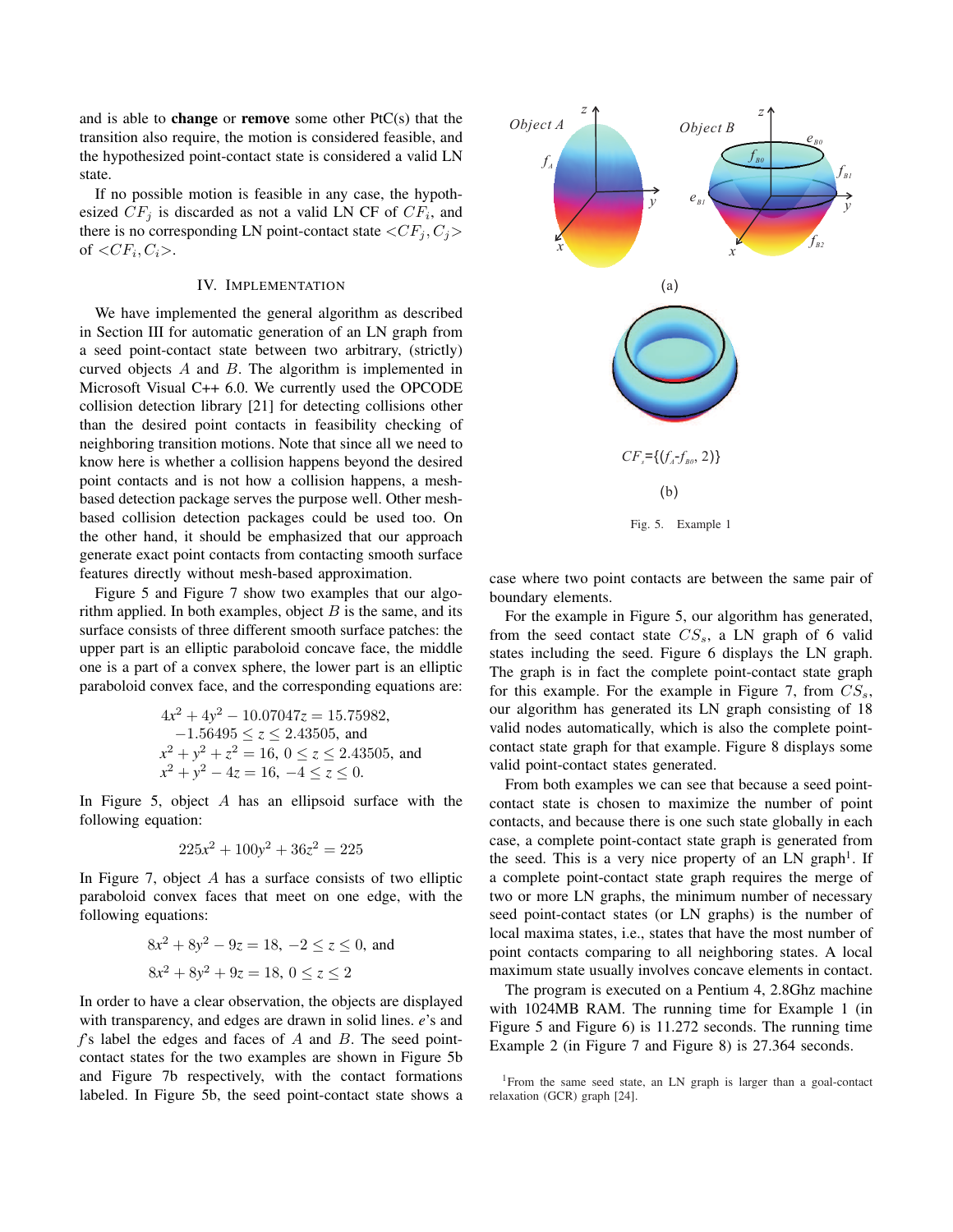and is able to **change** or **remove** some other PtC(s) that the transition also require, the motion is considered feasible, and the hypothesized point-contact state is considered a valid LN state.

If no possible motion is feasible in any case, the hypothesized $CF_j$ is discarded as not a valid LN CF of $CF_i$, and there is no corresponding LN point-contact state $<CF_j, C_j>$ of $<CF_i, C_i>$.

## IV. Implementation

We have implemented the general algorithm as described in Section III for automatic generation of an LN graph from a seed point-contact state between two arbitrary, (strictly) curved objects $A$ and $B$. The algorithm is implemented in Microsoft Visual C++ 6.0. We currently used the OPCODE collision detection library [21] for detecting collisions other than the desired point contacts in feasibility checking of neighboring transition motions. Note that since all we need to know here is whether a collision happens beyond the desired point contacts and is not how a collision happens, a mesh-based detection package serves the purpose well. Other mesh-based collision detection packages could be used too. On the other hand, it should be emphasized that our approach generate exact point contacts from contacting smooth surface features directly without mesh-based approximation.

Figure 5 and Figure 7 show two examples that our algorithm applied. In both examples, object $B$ is the same, and its surface consists of three different smooth surface patches: the upper part is an elliptic paraboloid concave face, the middle one is a part of a convex sphere, the lower part is an elliptic paraboloid convex face, and the corresponding equations are:

$$\begin{aligned}&4x^2 + 4y^2 - 10.07047z = 15.75982,\\ &-1.56495 \le z \le 2.43505, \text{ and}\\ &x^2 + y^2 + z^2 = 16,\ 0 \le z \le 2.43505, \text{ and}\\ &x^2 + y^2 - 4z = 16,\ -4 \le z \le 0.\end{aligned}$$

In Figure 5, object $A$ has an ellipsoid surface with the following equation:

$$225x^2 + 100y^2 + 36z^2 = 225$$

In Figure 7, object $A$ has a surface consists of two elliptic paraboloid convex faces that meet on one edge, with the following equations:

$$8x^2 + 8y^2 - 9z = 18,\ -2 \le z \le 0, \text{ and}$$

$$8x^2 + 8y^2 + 9z = 18,\ 0 \le z \le 2$$

In order to have a clear observation, the objects are displayed with transparency, and edges are drawn in solid lines. $e$'s and $f$'s label the edges and faces of $A$ and $B$. The seed point-contact states for the two examples are shown in Figure 5b and Figure 7b respectively, with the contact formations labeled. In Figure 5b, the seed point-contact state shows a case where two point contacts are between the same pair of boundary elements.

$CF_s$={($f_A$-$f_{B0}$, 2)}

(b)

Fig. 5. Example 1

For the example in Figure 5, our algorithm has generated, from the seed contact state $CS_s$, a LN graph of 6 valid states including the seed. Figure 6 displays the LN graph. The graph is in fact the complete point-contact state graph for this example. For the example in Figure 7, from $CS_s$, our algorithm has generated its LN graph consisting of 18 valid nodes automatically, which is also the complete point-contact state graph for that example. Figure 8 displays some valid point-contact states generated.

From both examples we can see that because a seed point-contact state is chosen to maximize the number of point contacts, and because there is one such state globally in each case, a complete point-contact state graph is generated from the seed. This is a very nice property of an LN graph[1]. If a complete point-contact state graph requires the merge of two or more LN graphs, the minimum number of necessary seed point-contact states (or LN graphs) is the number of local maxima states, i.e., states that have the most number of point contacts comparing to all neighboring states. A local maximum state usually involves concave elements in contact.

The program is executed on a Pentium 4, 2.8Ghz machine with 1024MB RAM. The running time for Example 1 (in Figure 5 and Figure 6) is 11.272 seconds. The running time Example 2 (in Figure 7 and Figure 8) is 27.364 seconds.

[1]From the same seed state, an LN graph is larger than a goal-contact relaxation (GCR) graph [24].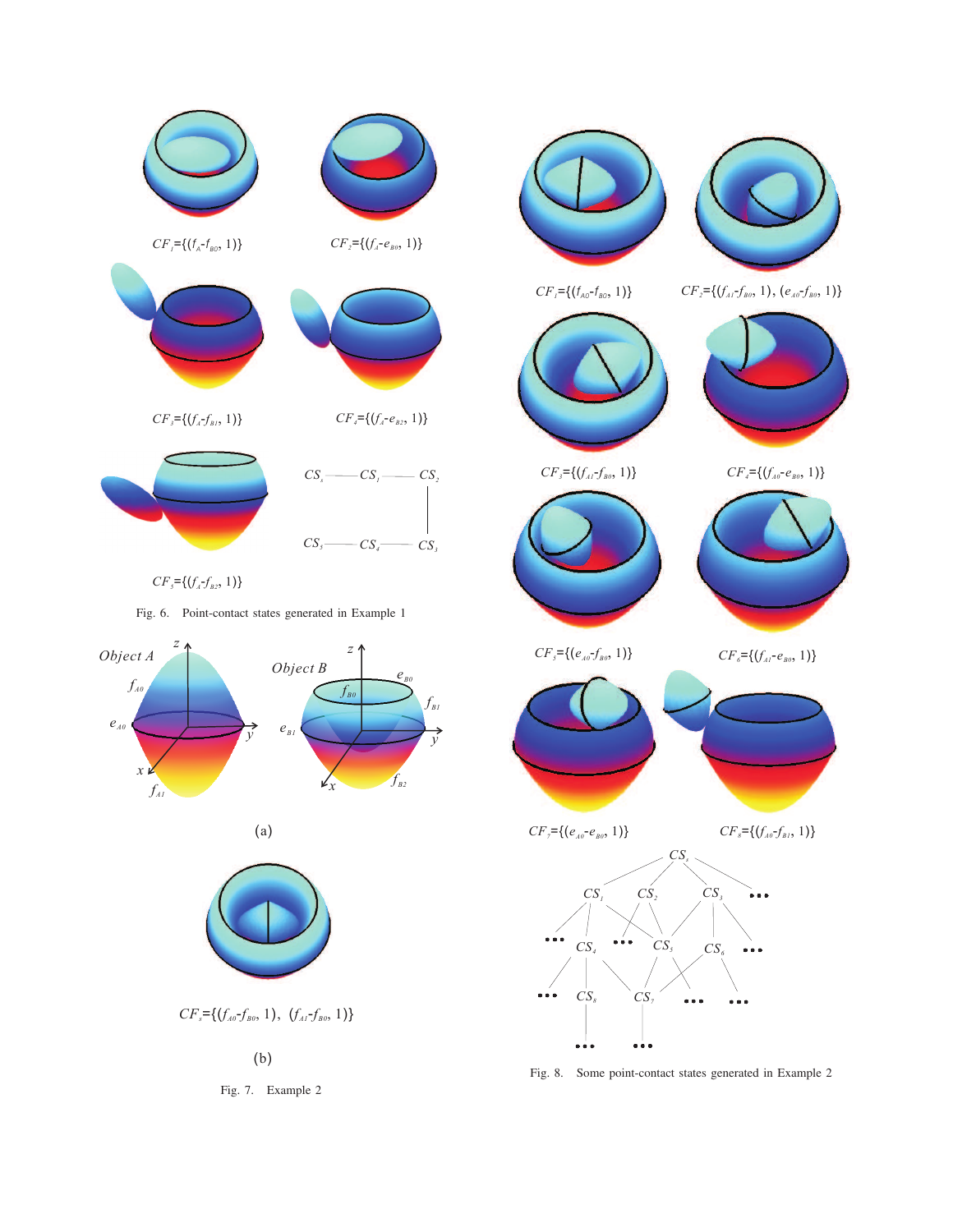$CF_1$={($f_A$-$f_{B0}$, 1)}

$CF_2$={($f_A$-$e_{B0}$, 1)}

$CF_3$={($f_A$-$f_{B1}$, 1)}

$CF_4$={($f_A$-$e_{B2}$, 1)}

$CF_5$={($f_A$-$f_{B2}$, 1)}

Fig. 6. Point-contact states generated in Example 1

(a)

$CF_s$={($f_{A0}$-$f_{B0}$, 1), ($f_{A1}$-$f_{B0}$, 1)}

(b)

Fig. 7. Example 2

$CF_1$={($f_{A0}$-$f_{B0}$, 1)}

$CF_2$={($f_{A1}$-$f_{B0}$, 1), ($e_{A0}$-$f_{B0}$, 1)}

$CF_3$={($f_{A1}$-$f_{B0}$, 1)}

$CF_4$={($f_{A0}$-$e_{B0}$, 1)}

$CF_5$={($e_{A0}$-$f_{B0}$, 1)}

$CF_6$={($f_{A1}$-$e_{B0}$, 1)}

$CF_7$={($e_{A0}$-$e_{B0}$, 1)}

$CF_8$={($f_{A0}$-$f_{B1}$, 1)}

Fig. 8. Some point-contact states generated in Example 2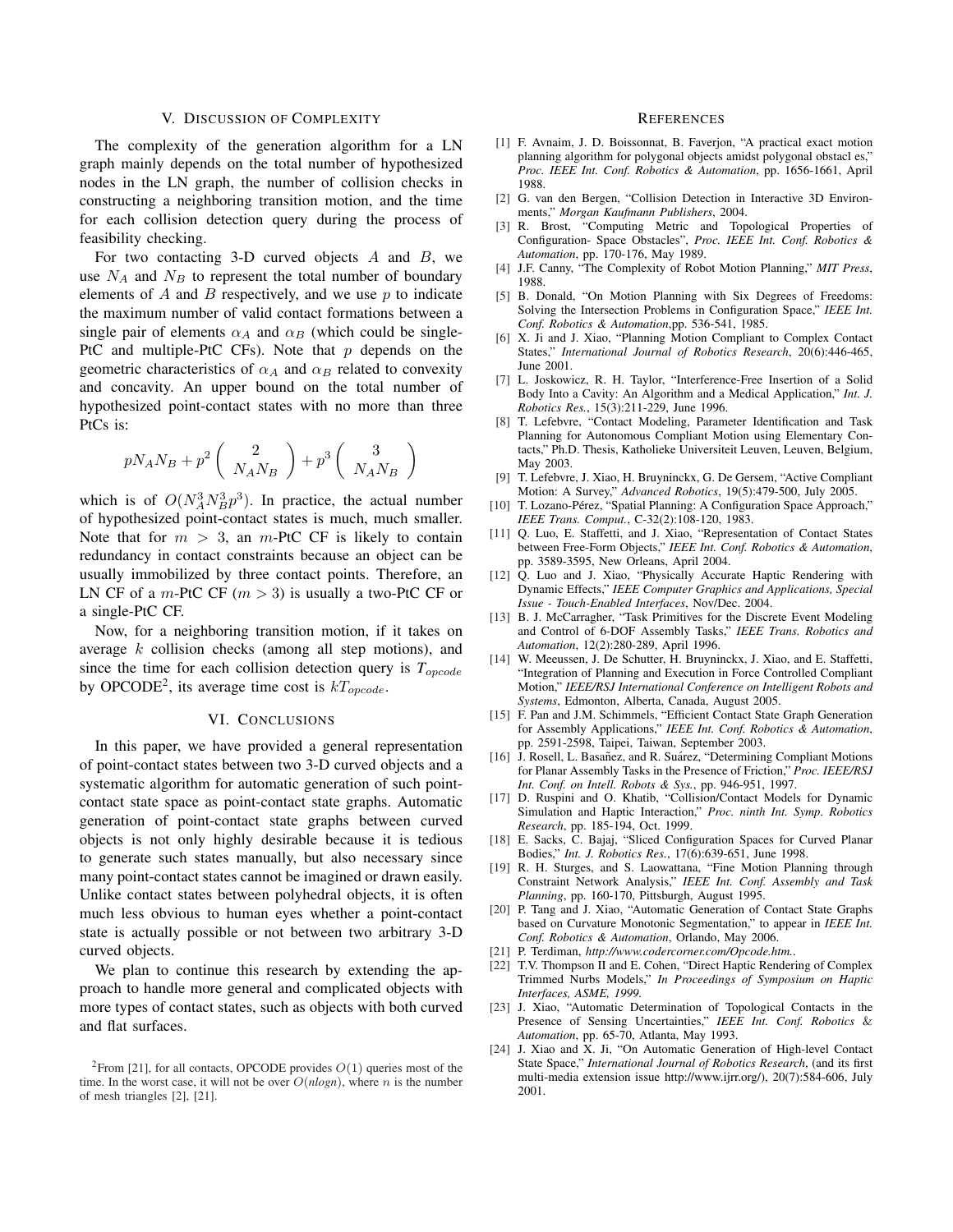## V. Discussion of Complexity

The complexity of the generation algorithm for a LN graph mainly depends on the total number of hypothesized nodes in the LN graph, the number of collision checks in constructing a neighboring transition motion, and the time for each collision detection query during the process of feasibility checking.

For two contacting 3-D curved objects $A$ and $B$, we use $N_A$ and $N_B$ to represent the total number of boundary elements of $A$ and $B$ respectively, and we use $p$ to indicate the maximum number of valid contact formations between a single pair of elements $\alpha_A$ and $\alpha_B$ (which could be single-PtC and multiple-PtC CFs). Note that $p$ depends on the geometric characteristics of $\alpha_A$ and $\alpha_B$ related to convexity and concavity. An upper bound on the total number of hypothesized point-contact states with no more than three PtCs is:

$$pN_AN_B + p^2 \begin{pmatrix} 2 \\ N_AN_B \end{pmatrix} + p^3 \begin{pmatrix} 3 \\ N_AN_B \end{pmatrix}$$

which is of $O(N_A^3 N_B^3 p^3)$. In practice, the actual number of hypothesized point-contact states is much, much smaller. Note that for $m > 3$, an $m$-PtC CF is likely to contain redundancy in contact constraints because an object can be usually immobilized by three contact points. Therefore, an LN CF of a $m$-PtC CF ($m > 3$) is usually a two-PtC CF or a single-PtC CF.

Now, for a neighboring transition motion, if it takes on average $k$ collision checks (among all step motions), and since the time for each collision detection query is $T_{opcode}$ by OPCODE[2], its average time cost is $kT_{opcode}$.

## VI. Conclusions

In this paper, we have provided a general representation of point-contact states between two 3-D curved objects and a systematic algorithm for automatic generation of such point-contact state space as point-contact state graphs. Automatic generation of point-contact state graphs between curved objects is not only highly desirable because it is tedious to generate such states manually, but also necessary since many point-contact states cannot be imagined or drawn easily. Unlike contact states between polyhedral objects, it is often much less obvious to human eyes whether a point-contact state is actually possible or not between two arbitrary 3-D curved objects.

We plan to continue this research by extending the approach to handle more general and complicated objects with more types of contact states, such as objects with both curved and flat surfaces.

[2]From [21], for all contacts, OPCODE provides $O(1)$ queries most of the time. In the worst case, it will not be over $O(nlogn)$, where $n$ is the number of mesh triangles [2], [21].

## References

[1] F. Avnaim, J. D. Boissonnat, B. Faverjon, "A practical exact motion planning algorithm for polygonal objects amidst polygonal obstacl es," *Proc. IEEE Int. Conf. Robotics & Automation*, pp. 1656-1661, April 1988.

[2] G. van den Bergen, "Collision Detection in Interactive 3D Environments," *Morgan Kaufmann Publishers*, 2004.

[3] R. Brost, "Computing Metric and Topological Properties of Configuration- Space Obstacles", *Proc. IEEE Int. Conf. Robotics & Automation*, pp. 170-176, May 1989.

[4] J.F. Canny, "The Complexity of Robot Motion Planning," *MIT Press*, 1988.

[5] B. Donald, "On Motion Planning with Six Degrees of Freedoms: Solving the Intersection Problems in Configuration Space," *IEEE Int. Conf. Robotics & Automation*,pp. 536-541, 1985.

[6] X. Ji and J. Xiao, "Planning Motion Compliant to Complex Contact States," *International Journal of Robotics Research*, 20(6):446-465, June 2001.

[7] L. Joskowicz, R. H. Taylor, "Interference-Free Insertion of a Solid Body Into a Cavity: An Algorithm and a Medical Application," *Int. J. Robotics Res.*, 15(3):211-229, June 1996.

[8] T. Lefebvre, "Contact Modeling, Parameter Identification and Task Planning for Autonomous Compliant Motion using Elementary Contacts," Ph.D. Thesis, Katholieke Universiteit Leuven, Leuven, Belgium, May 2003.

[9] T. Lefebvre, J. Xiao, H. Bruyninckx, G. De Gersem, "Active Compliant Motion: A Survey," *Advanced Robotics*, 19(5):479-500, July 2005.

[10] T. Lozano-Pérez, "Spatial Planning: A Configuration Space Approach," *IEEE Trans. Comput.*, C-32(2):108-120, 1983.

[11] Q. Luo, E. Staffetti, and J. Xiao, "Representation of Contact States between Free-Form Objects," *IEEE Int. Conf. Robotics & Automation*, pp. 3589-3595, New Orleans, April 2004.

[12] Q. Luo and J. Xiao, "Physically Accurate Haptic Rendering with Dynamic Effects," *IEEE Computer Graphics and Applications, Special Issue - Touch-Enabled Interfaces*, Nov/Dec. 2004.

[13] B. J. McCarragher, "Task Primitives for the Discrete Event Modeling and Control of 6-DOF Assembly Tasks," *IEEE Trans. Robotics and Automation*, 12(2):280-289, April 1996.

[14] W. Meeussen, J. De Schutter, H. Bruyninckx, J. Xiao, and E. Staffetti, "Integration of Planning and Execution in Force Controlled Compliant Motion," *IEEE/RSJ International Conference on Intelligent Robots and Systems*, Edmonton, Alberta, Canada, August 2005.

[15] F. Pan and J.M. Schimmels, "Efficient Contact State Graph Generation for Assembly Applications," *IEEE Int. Conf. Robotics & Automation*, pp. 2591-2598, Taipei, Taiwan, September 2003.

[16] J. Rosell, L. Basañez, and R. Suárez, "Determining Compliant Motions for Planar Assembly Tasks in the Presence of Friction," *Proc. IEEE/RSJ Int. Conf. on Intell. Robots & Sys.*, pp. 946-951, 1997.

[17] D. Ruspini and O. Khatib, "Collision/Contact Models for Dynamic Simulation and Haptic Interaction," *Proc. ninth Int. Symp. Robotics Research*, pp. 185-194, Oct. 1999.

[18] E. Sacks, C. Bajaj, "Sliced Configuration Spaces for Curved Planar Bodies," *Int. J. Robotics Res.*, 17(6):639-651, June 1998.

[19] R. H. Sturges, and S. Laowattana, "Fine Motion Planning through Constraint Network Analysis," *IEEE Int. Conf. Assembly and Task Planning*, pp. 160-170, Pittsburgh, August 1995.

[20] P. Tang and J. Xiao, "Automatic Generation of Contact State Graphs based on Curvature Monotonic Segmentation," to appear in *IEEE Int. Conf. Robotics & Automation*, Orlando, May 2006.

[21] P. Terdiman, *http://www.codercorner.com/Opcode.htm.*.

[22] T.V. Thompson II and E. Cohen, "Direct Haptic Rendering of Complex Trimmed Nurbs Models," *In Proceedings of Symposium on Haptic Interfaces, ASME, 1999.*

[23] J. Xiao, "Automatic Determination of Topological Contacts in the Presence of Sensing Uncertainties," *IEEE Int. Conf. Robotics & Automation*, pp. 65-70, Atlanta, May 1993.

[24] J. Xiao and X. Ji, "On Automatic Generation of High-level Contact State Space," *International Journal of Robotics Research*, (and its first multi-media extension issue http://www.ijrr.org/), 20(7):584-606, July 2001.